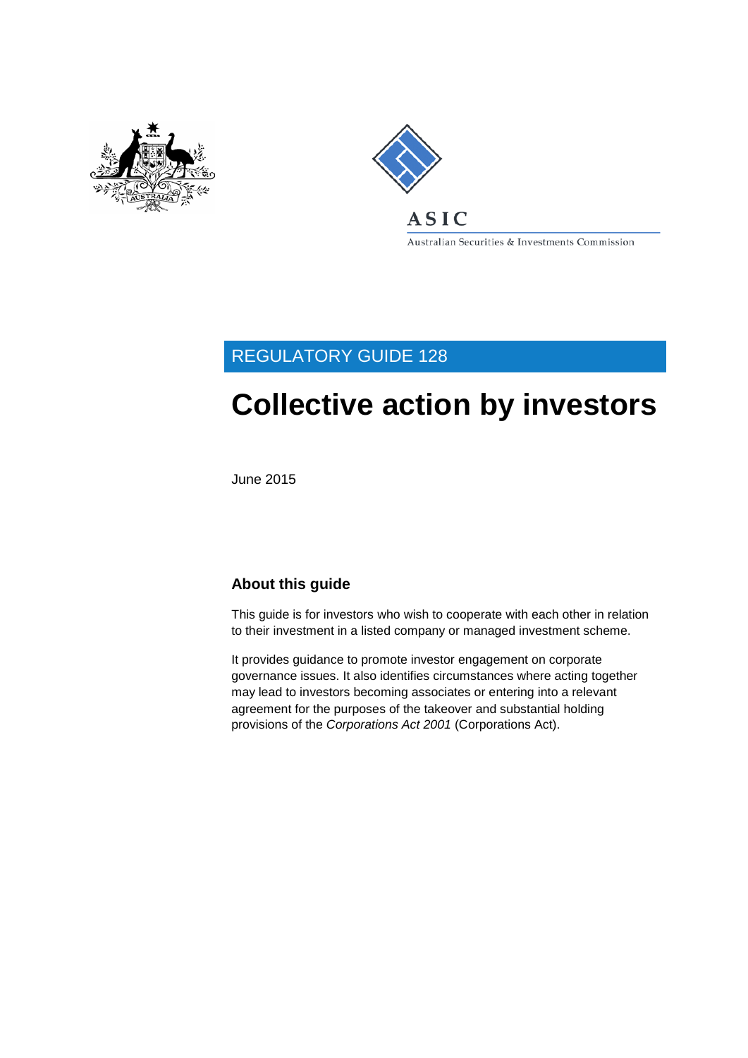ASIC

Australian Securities & Investments Commission

REGULATORY GUIDE 128

# Collective action by investors

June 2015

## About this guide

This guide is for investors who wish to cooperate with each other in relation to their investment in a listed company or managed investment scheme.

It provides guidance to promote investor engagement on corporate governance issues. It also identifies circumstances where acting together may lead to investors becoming associates or entering into a relevant agreement for the purposes of the takeover and substantial holding provisions of the *Corporations Act 2001* (Corporations Act).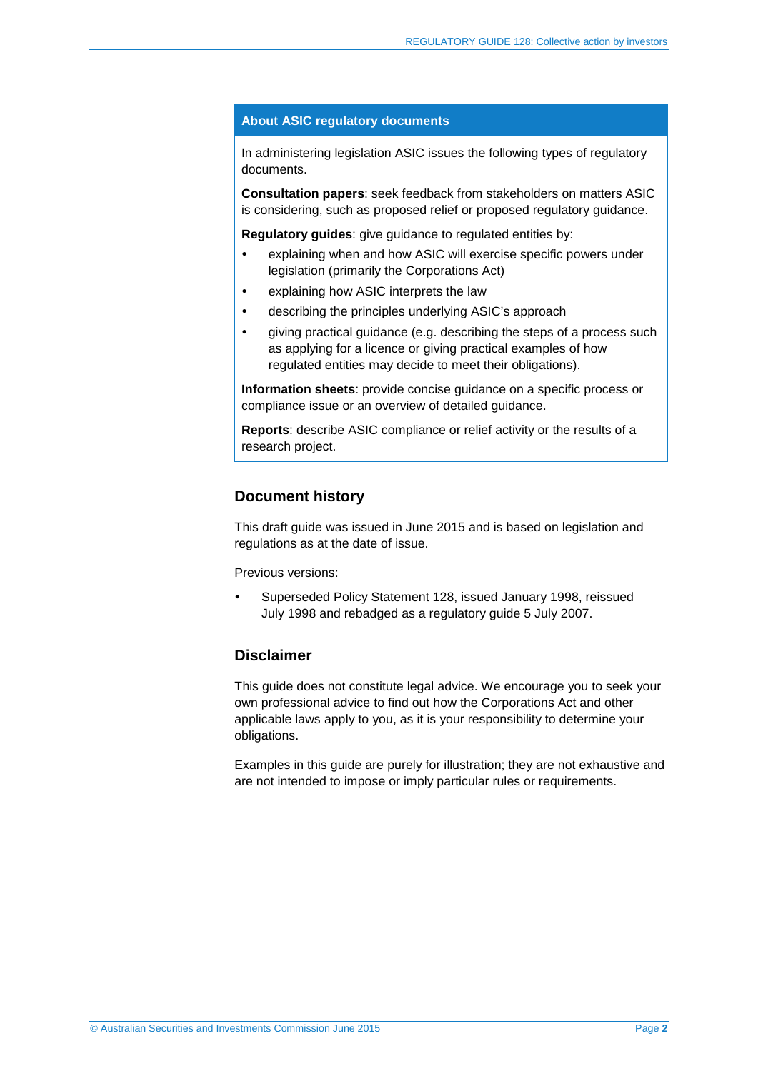## About ASIC regulatory documents

In administering legislation ASIC issues the following types of regulatory documents.

**Consultation papers**: seek feedback from stakeholders on matters ASIC is considering, such as proposed relief or proposed regulatory guidance.

**Regulatory guides**: give guidance to regulated entities by:

- explaining when and how ASIC will exercise specific powers under legislation (primarily the Corporations Act)
- explaining how ASIC interprets the law
- describing the principles underlying ASIC's approach
- giving practical guidance (e.g. describing the steps of a process such as applying for a licence or giving practical examples of how regulated entities may decide to meet their obligations).

**Information sheets**: provide concise guidance on a specific process or compliance issue or an overview of detailed guidance.

**Reports**: describe ASIC compliance or relief activity or the results of a research project.

## Document history

This draft guide was issued in June 2015 and is based on legislation and regulations as at the date of issue.

Previous versions:

- Superseded Policy Statement 128, issued January 1998, reissued July 1998 and rebadged as a regulatory guide 5 July 2007.

## Disclaimer

This guide does not constitute legal advice. We encourage you to seek your own professional advice to find out how the Corporations Act and other applicable laws apply to you, as it is your responsibility to determine your obligations.

Examples in this guide are purely for illustration; they are not exhaustive and are not intended to impose or imply particular rules or requirements.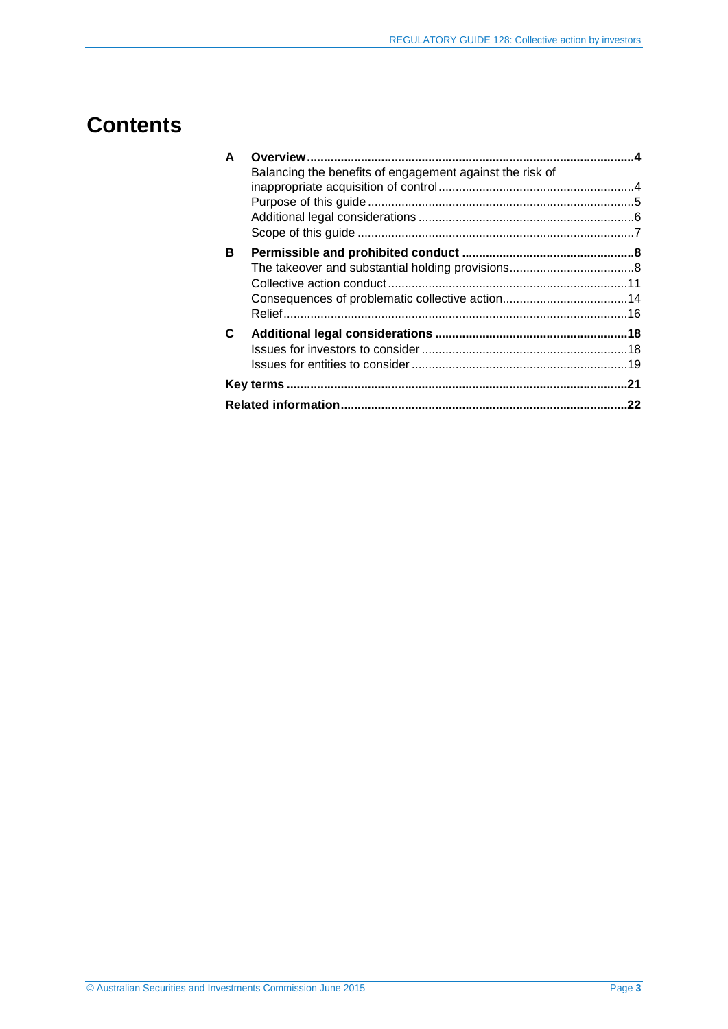# Contents

| | | |
|---|---|---|
| **A** | **Overview** | **4** |
| | Balancing the benefits of engagement against the risk of inappropriate acquisition of control | 4 |
| | Purpose of this guide | 5 |
| | Additional legal considerations | 6 |
| | Scope of this guide | 7 |
| **B** | **Permissible and prohibited conduct** | **8** |
| | The takeover and substantial holding provisions | 8 |
| | Collective action conduct | 11 |
| | Consequences of problematic collective action | 14 |
| | Relief | 16 |
| **C** | **Additional legal considerations** | **18** |
| | Issues for investors to consider | 18 |
| | Issues for entities to consider | 19 |
| **Key terms** | | **21** |
| **Related information** | | **22** |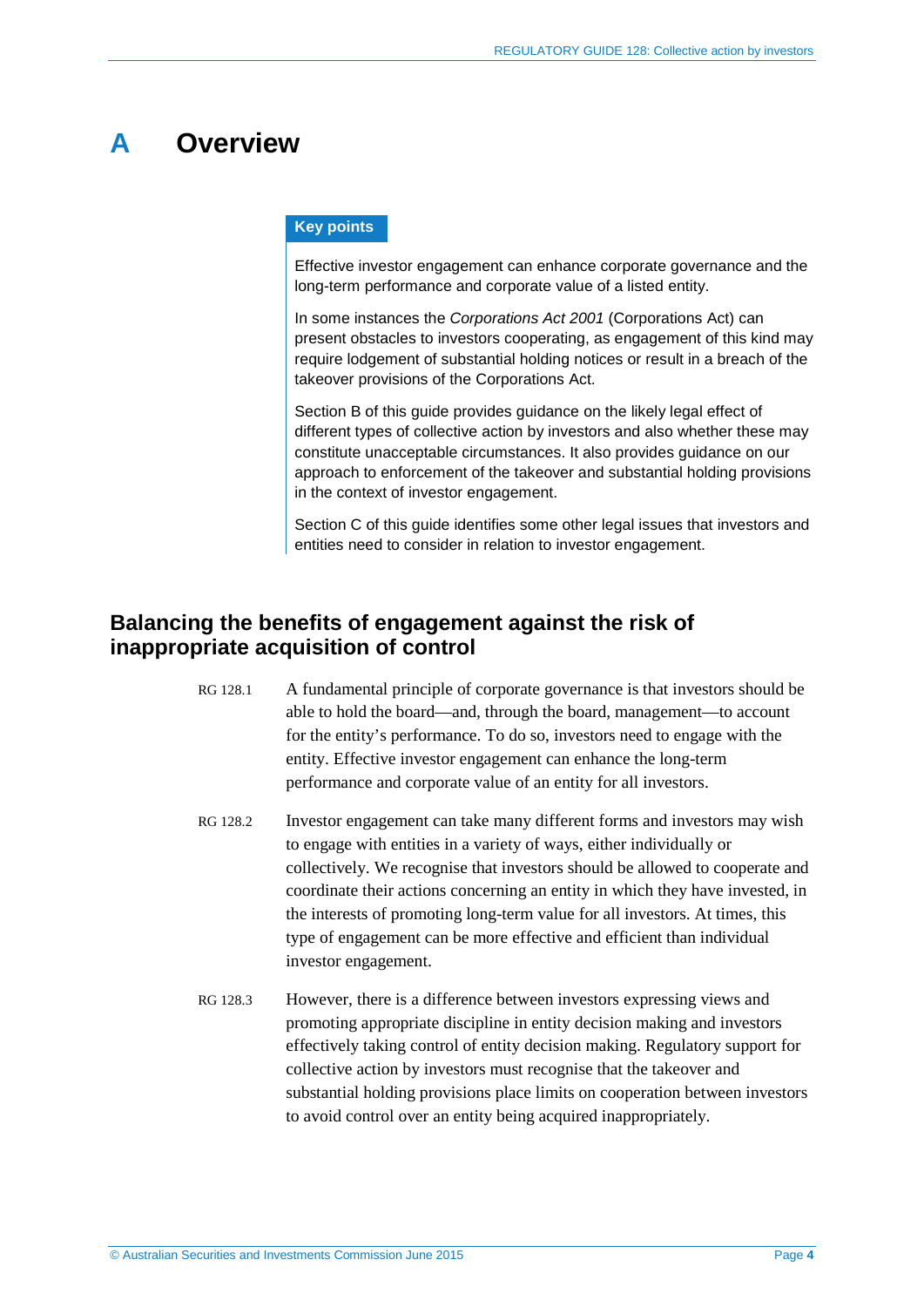# A Overview

**Key points**

Effective investor engagement can enhance corporate governance and the long-term performance and corporate value of a listed entity.

In some instances the *Corporations Act 2001* (Corporations Act) can present obstacles to investors cooperating, as engagement of this kind may require lodgement of substantial holding notices or result in a breach of the takeover provisions of the Corporations Act.

Section B of this guide provides guidance on the likely legal effect of different types of collective action by investors and also whether these may constitute unacceptable circumstances. It also provides guidance on our approach to enforcement of the takeover and substantial holding provisions in the context of investor engagement.

Section C of this guide identifies some other legal issues that investors and entities need to consider in relation to investor engagement.

## Balancing the benefits of engagement against the risk of inappropriate acquisition of control

RG 128.1 A fundamental principle of corporate governance is that investors should be able to hold the board—and, through the board, management—to account for the entity's performance. To do so, investors need to engage with the entity. Effective investor engagement can enhance the long-term performance and corporate value of an entity for all investors.

RG 128.2 Investor engagement can take many different forms and investors may wish to engage with entities in a variety of ways, either individually or collectively. We recognise that investors should be allowed to cooperate and coordinate their actions concerning an entity in which they have invested, in the interests of promoting long-term value for all investors. At times, this type of engagement can be more effective and efficient than individual investor engagement.

RG 128.3 However, there is a difference between investors expressing views and promoting appropriate discipline in entity decision making and investors effectively taking control of entity decision making. Regulatory support for collective action by investors must recognise that the takeover and substantial holding provisions place limits on cooperation between investors to avoid control over an entity being acquired inappropriately.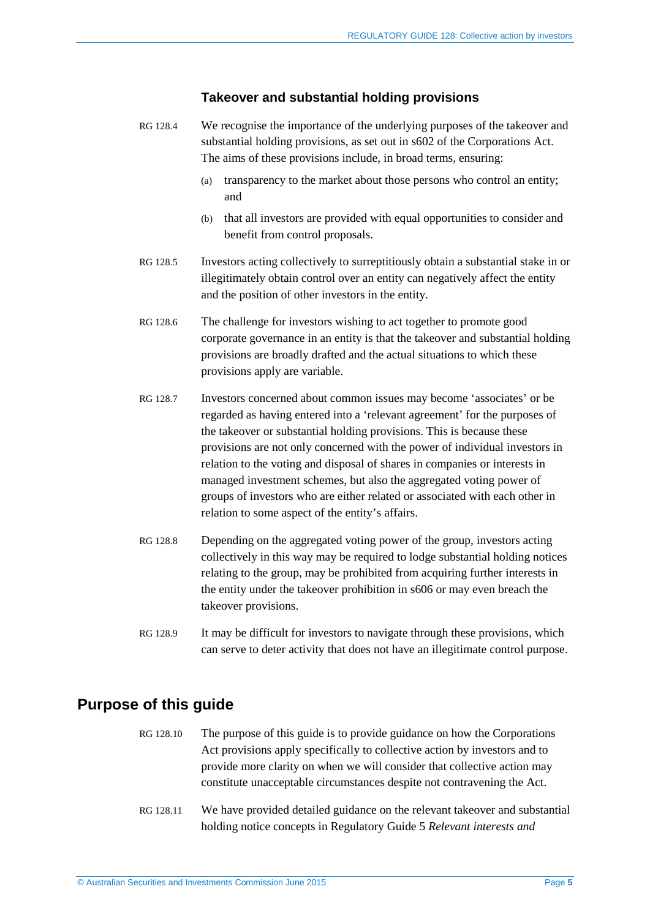### Takeover and substantial holding provisions

RG 128.4 We recognise the importance of the underlying purposes of the takeover and substantial holding provisions, as set out in s602 of the Corporations Act. The aims of these provisions include, in broad terms, ensuring:

(a) transparency to the market about those persons who control an entity; and

(b) that all investors are provided with equal opportunities to consider and benefit from control proposals.

RG 128.5 Investors acting collectively to surreptitiously obtain a substantial stake in or illegitimately obtain control over an entity can negatively affect the entity and the position of other investors in the entity.

RG 128.6 The challenge for investors wishing to act together to promote good corporate governance in an entity is that the takeover and substantial holding provisions are broadly drafted and the actual situations to which these provisions apply are variable.

RG 128.7 Investors concerned about common issues may become 'associates' or be regarded as having entered into a 'relevant agreement' for the purposes of the takeover or substantial holding provisions. This is because these provisions are not only concerned with the power of individual investors in relation to the voting and disposal of shares in companies or interests in managed investment schemes, but also the aggregated voting power of groups of investors who are either related or associated with each other in relation to some aspect of the entity's affairs.

RG 128.8 Depending on the aggregated voting power of the group, investors acting collectively in this way may be required to lodge substantial holding notices relating to the group, may be prohibited from acquiring further interests in the entity under the takeover prohibition in s606 or may even breach the takeover provisions.

RG 128.9 It may be difficult for investors to navigate through these provisions, which can serve to deter activity that does not have an illegitimate control purpose.

## Purpose of this guide

RG 128.10 The purpose of this guide is to provide guidance on how the Corporations Act provisions apply specifically to collective action by investors and to provide more clarity on when we will consider that collective action may constitute unacceptable circumstances despite not contravening the Act.

RG 128.11 We have provided detailed guidance on the relevant takeover and substantial holding notice concepts in Regulatory Guide 5 *Relevant interests and*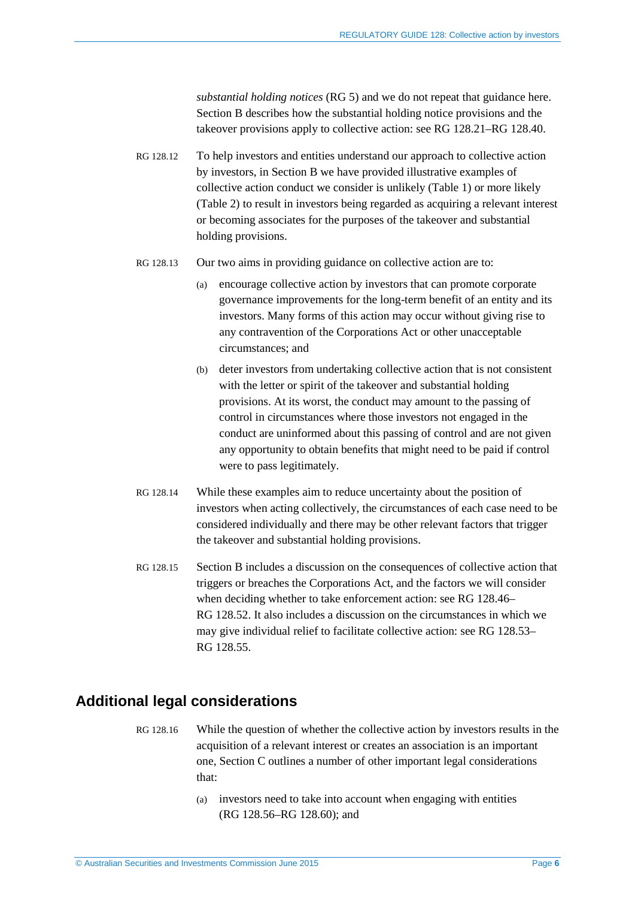*substantial holding notices* (RG 5) and we do not repeat that guidance here. Section B describes how the substantial holding notice provisions and the takeover provisions apply to collective action: see RG 128.21–RG 128.40.

RG 128.12 To help investors and entities understand our approach to collective action by investors, in Section B we have provided illustrative examples of collective action conduct we consider is unlikely (Table 1) or more likely (Table 2) to result in investors being regarded as acquiring a relevant interest or becoming associates for the purposes of the takeover and substantial holding provisions.

RG 128.13 Our two aims in providing guidance on collective action are to:

(a) encourage collective action by investors that can promote corporate governance improvements for the long-term benefit of an entity and its investors. Many forms of this action may occur without giving rise to any contravention of the Corporations Act or other unacceptable circumstances; and

(b) deter investors from undertaking collective action that is not consistent with the letter or spirit of the takeover and substantial holding provisions. At its worst, the conduct may amount to the passing of control in circumstances where those investors not engaged in the conduct are uninformed about this passing of control and are not given any opportunity to obtain benefits that might need to be paid if control were to pass legitimately.

RG 128.14 While these examples aim to reduce uncertainty about the position of investors when acting collectively, the circumstances of each case need to be considered individually and there may be other relevant factors that trigger the takeover and substantial holding provisions.

RG 128.15 Section B includes a discussion on the consequences of collective action that triggers or breaches the Corporations Act, and the factors we will consider when deciding whether to take enforcement action: see RG 128.46–RG 128.52. It also includes a discussion on the circumstances in which we may give individual relief to facilitate collective action: see RG 128.53–RG 128.55.

## Additional legal considerations

RG 128.16 While the question of whether the collective action by investors results in the acquisition of a relevant interest or creates an association is an important one, Section C outlines a number of other important legal considerations that:

(a) investors need to take into account when engaging with entities (RG 128.56–RG 128.60); and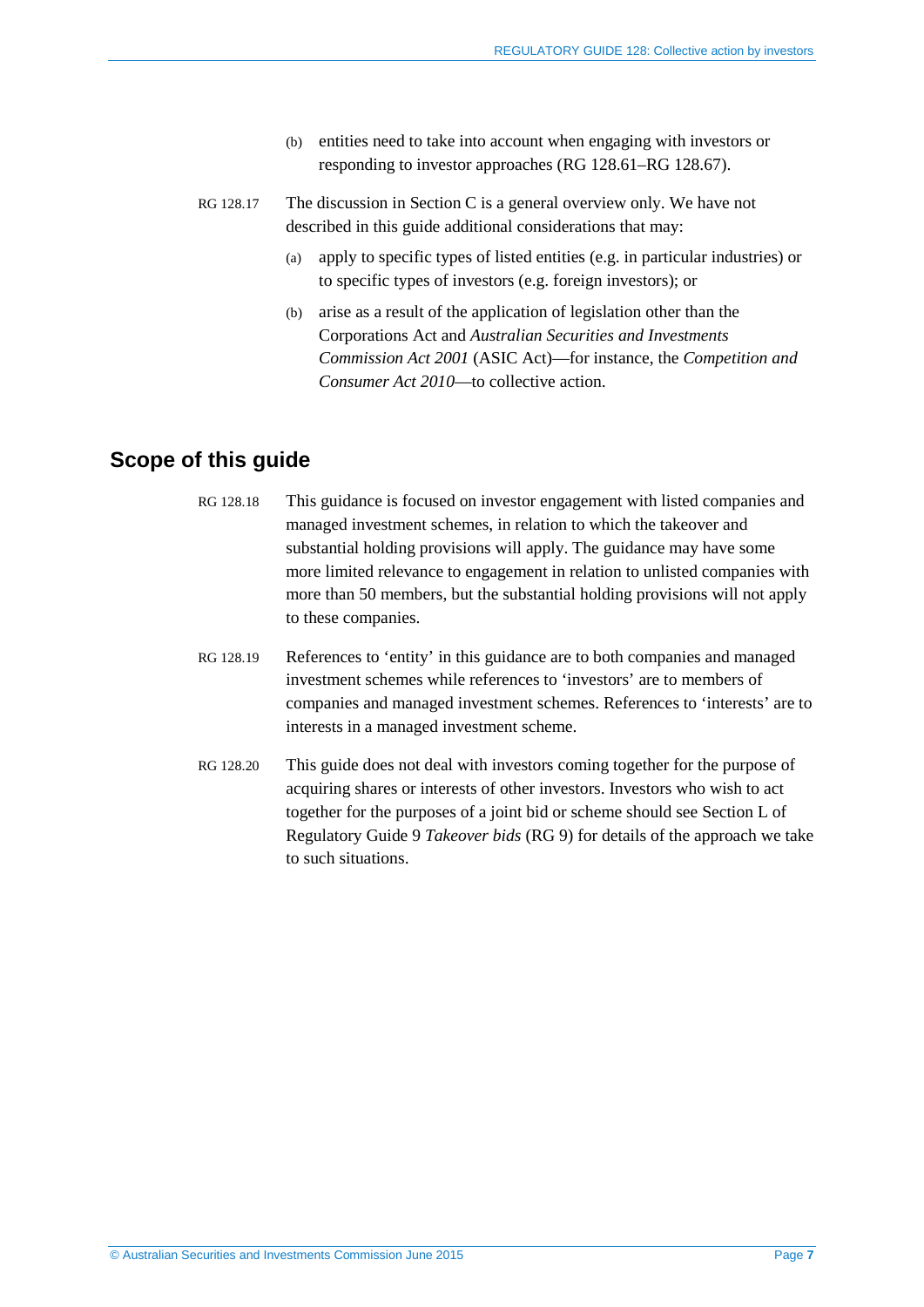(b) entities need to take into account when engaging with investors or responding to investor approaches (RG 128.61–RG 128.67).

RG 128.17 The discussion in Section C is a general overview only. We have not described in this guide additional considerations that may:

(a) apply to specific types of listed entities (e.g. in particular industries) or to specific types of investors (e.g. foreign investors); or

(b) arise as a result of the application of legislation other than the Corporations Act and *Australian Securities and Investments Commission Act 2001* (ASIC Act)—for instance, the *Competition and Consumer Act 2010*—to collective action.

## Scope of this guide

RG 128.18 This guidance is focused on investor engagement with listed companies and managed investment schemes, in relation to which the takeover and substantial holding provisions will apply. The guidance may have some more limited relevance to engagement in relation to unlisted companies with more than 50 members, but the substantial holding provisions will not apply to these companies.

RG 128.19 References to 'entity' in this guidance are to both companies and managed investment schemes while references to 'investors' are to members of companies and managed investment schemes. References to 'interests' are to interests in a managed investment scheme.

RG 128.20 This guide does not deal with investors coming together for the purpose of acquiring shares or interests of other investors. Investors who wish to act together for the purposes of a joint bid or scheme should see Section L of Regulatory Guide 9 *Takeover bids* (RG 9) for details of the approach we take to such situations.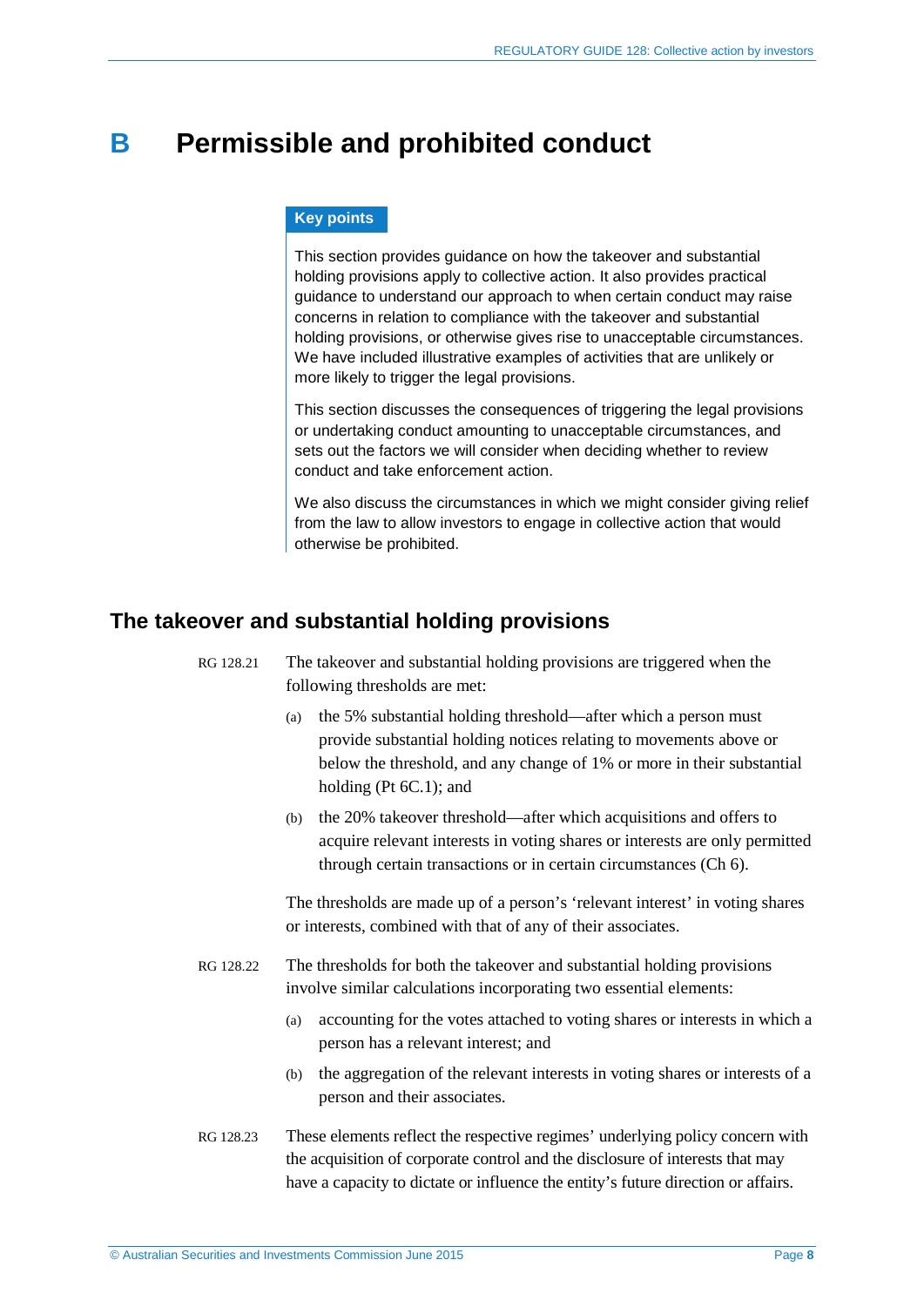# B Permissible and prohibited conduct

**Key points**

This section provides guidance on how the takeover and substantial holding provisions apply to collective action. It also provides practical guidance to understand our approach to when certain conduct may raise concerns in relation to compliance with the takeover and substantial holding provisions, or otherwise gives rise to unacceptable circumstances. We have included illustrative examples of activities that are unlikely or more likely to trigger the legal provisions.

This section discusses the consequences of triggering the legal provisions or undertaking conduct amounting to unacceptable circumstances, and sets out the factors we will consider when deciding whether to review conduct and take enforcement action.

We also discuss the circumstances in which we might consider giving relief from the law to allow investors to engage in collective action that would otherwise be prohibited.

## The takeover and substantial holding provisions

RG 128.21 The takeover and substantial holding provisions are triggered when the following thresholds are met:

(a) the 5% substantial holding threshold—after which a person must provide substantial holding notices relating to movements above or below the threshold, and any change of 1% or more in their substantial holding (Pt 6C.1); and

(b) the 20% takeover threshold—after which acquisitions and offers to acquire relevant interests in voting shares or interests are only permitted through certain transactions or in certain circumstances (Ch 6).

The thresholds are made up of a person's 'relevant interest' in voting shares or interests, combined with that of any of their associates.

RG 128.22 The thresholds for both the takeover and substantial holding provisions involve similar calculations incorporating two essential elements:

(a) accounting for the votes attached to voting shares or interests in which a person has a relevant interest; and

(b) the aggregation of the relevant interests in voting shares or interests of a person and their associates.

RG 128.23 These elements reflect the respective regimes' underlying policy concern with the acquisition of corporate control and the disclosure of interests that may have a capacity to dictate or influence the entity's future direction or affairs.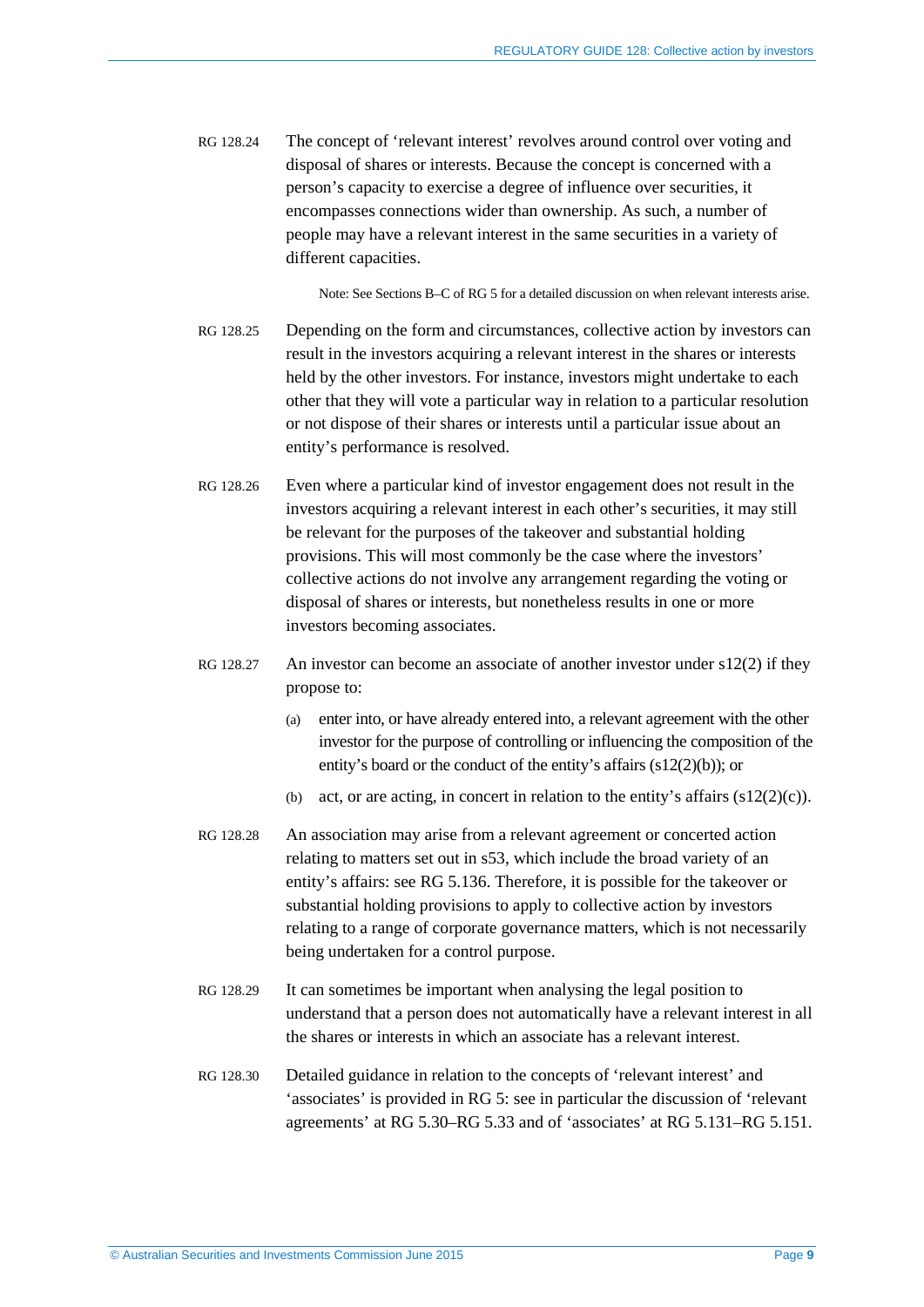RG 128.24 The concept of 'relevant interest' revolves around control over voting and disposal of shares or interests. Because the concept is concerned with a person's capacity to exercise a degree of influence over securities, it encompasses connections wider than ownership. As such, a number of people may have a relevant interest in the same securities in a variety of different capacities.

Note: See Sections B–C of RG 5 for a detailed discussion on when relevant interests arise.

RG 128.25 Depending on the form and circumstances, collective action by investors can result in the investors acquiring a relevant interest in the shares or interests held by the other investors. For instance, investors might undertake to each other that they will vote a particular way in relation to a particular resolution or not dispose of their shares or interests until a particular issue about an entity's performance is resolved.

RG 128.26 Even where a particular kind of investor engagement does not result in the investors acquiring a relevant interest in each other's securities, it may still be relevant for the purposes of the takeover and substantial holding provisions. This will most commonly be the case where the investors' collective actions do not involve any arrangement regarding the voting or disposal of shares or interests, but nonetheless results in one or more investors becoming associates.

RG 128.27 An investor can become an associate of another investor under s12(2) if they propose to:

(a) enter into, or have already entered into, a relevant agreement with the other investor for the purpose of controlling or influencing the composition of the entity's board or the conduct of the entity's affairs (s12(2)(b)); or

(b) act, or are acting, in concert in relation to the entity's affairs (s12(2)(c)).

RG 128.28 An association may arise from a relevant agreement or concerted action relating to matters set out in s53, which include the broad variety of an entity's affairs: see RG 5.136. Therefore, it is possible for the takeover or substantial holding provisions to apply to collective action by investors relating to a range of corporate governance matters, which is not necessarily being undertaken for a control purpose.

RG 128.29 It can sometimes be important when analysing the legal position to understand that a person does not automatically have a relevant interest in all the shares or interests in which an associate has a relevant interest.

RG 128.30 Detailed guidance in relation to the concepts of 'relevant interest' and 'associates' is provided in RG 5: see in particular the discussion of 'relevant agreements' at RG 5.30–RG 5.33 and of 'associates' at RG 5.131–RG 5.151.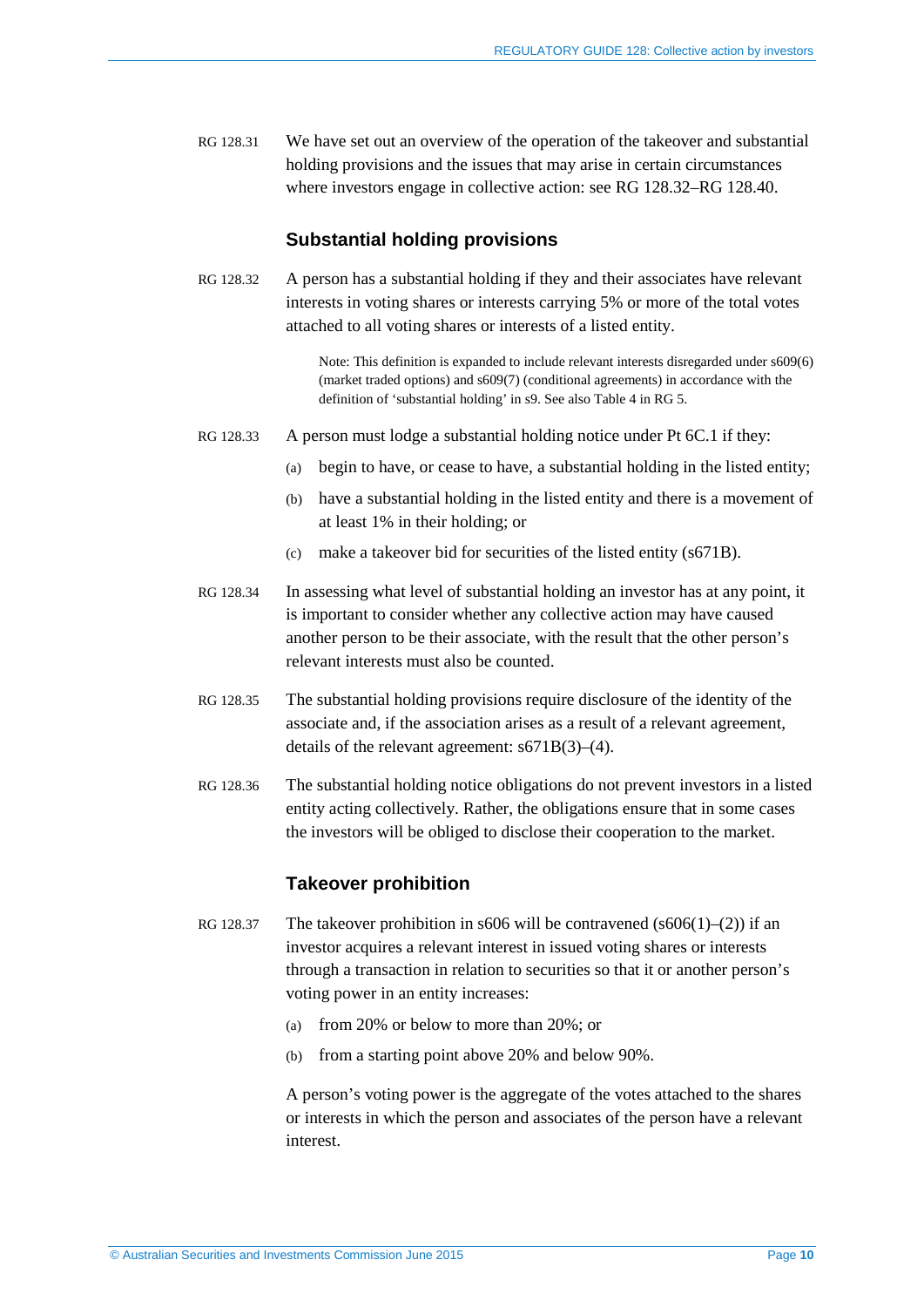RG 128.31 We have set out an overview of the operation of the takeover and substantial holding provisions and the issues that may arise in certain circumstances where investors engage in collective action: see RG 128.32–RG 128.40.

### Substantial holding provisions

RG 128.32 A person has a substantial holding if they and their associates have relevant interests in voting shares or interests carrying 5% or more of the total votes attached to all voting shares or interests of a listed entity.

> Note: This definition is expanded to include relevant interests disregarded under s609(6) (market traded options) and s609(7) (conditional agreements) in accordance with the definition of 'substantial holding' in s9. See also Table 4 in RG 5.

RG 128.33 A person must lodge a substantial holding notice under Pt 6C.1 if they:

(a) begin to have, or cease to have, a substantial holding in the listed entity;

(b) have a substantial holding in the listed entity and there is a movement of at least 1% in their holding; or

(c) make a takeover bid for securities of the listed entity (s671B).

RG 128.34 In assessing what level of substantial holding an investor has at any point, it is important to consider whether any collective action may have caused another person to be their associate, with the result that the other person's relevant interests must also be counted.

RG 128.35 The substantial holding provisions require disclosure of the identity of the associate and, if the association arises as a result of a relevant agreement, details of the relevant agreement: s671B(3)–(4).

RG 128.36 The substantial holding notice obligations do not prevent investors in a listed entity acting collectively. Rather, the obligations ensure that in some cases the investors will be obliged to disclose their cooperation to the market.

### Takeover prohibition

RG 128.37 The takeover prohibition in s606 will be contravened (s606(1)–(2)) if an investor acquires a relevant interest in issued voting shares or interests through a transaction in relation to securities so that it or another person's voting power in an entity increases:

(a) from 20% or below to more than 20%; or

(b) from a starting point above 20% and below 90%.

A person's voting power is the aggregate of the votes attached to the shares or interests in which the person and associates of the person have a relevant interest.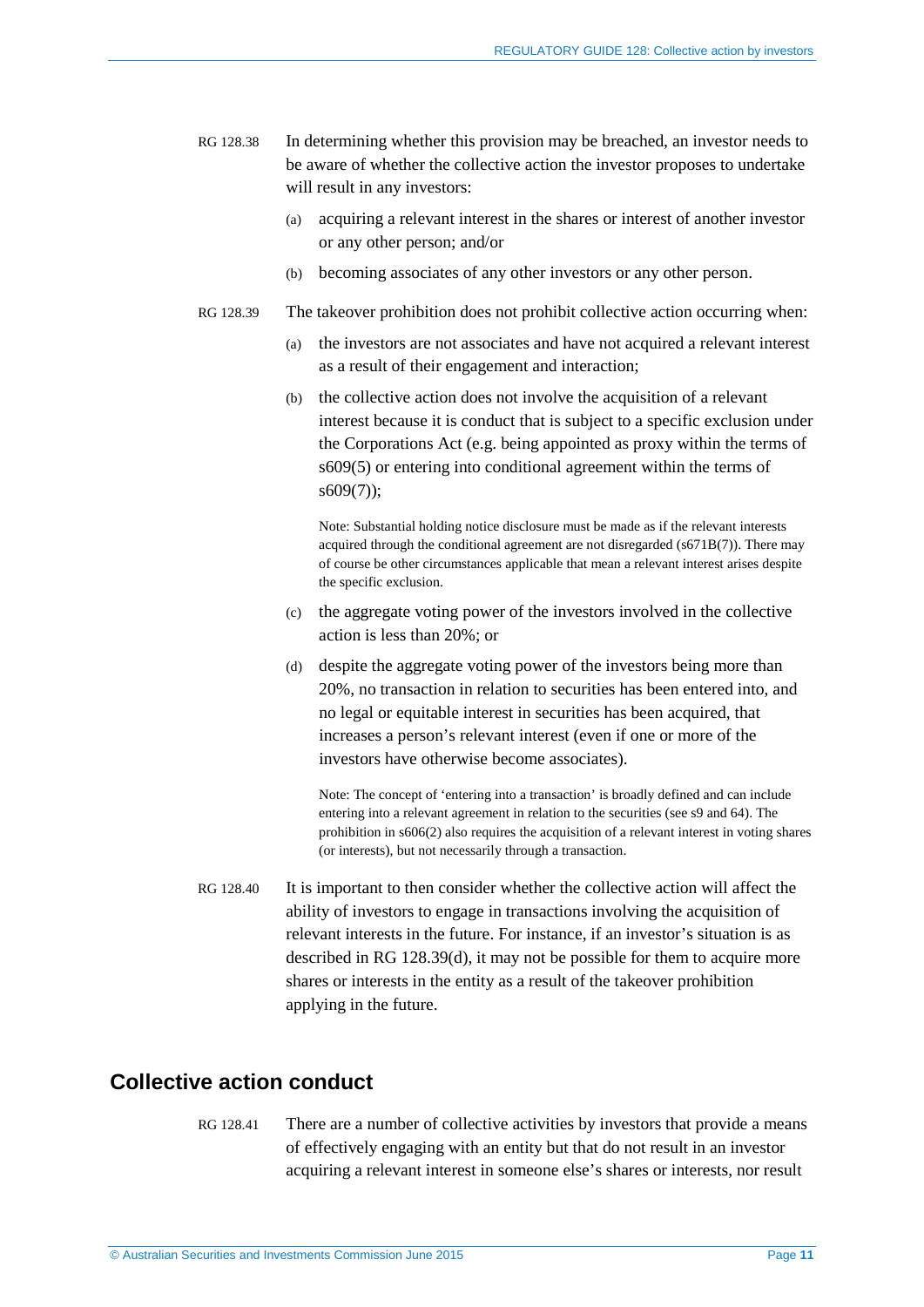RG 128.38 In determining whether this provision may be breached, an investor needs to be aware of whether the collective action the investor proposes to undertake will result in any investors:

(a) acquiring a relevant interest in the shares or interest of another investor or any other person; and/or

(b) becoming associates of any other investors or any other person.

RG 128.39 The takeover prohibition does not prohibit collective action occurring when:

(a) the investors are not associates and have not acquired a relevant interest as a result of their engagement and interaction;

(b) the collective action does not involve the acquisition of a relevant interest because it is conduct that is subject to a specific exclusion under the Corporations Act (e.g. being appointed as proxy within the terms of s609(5) or entering into conditional agreement within the terms of s609(7));

Note: Substantial holding notice disclosure must be made as if the relevant interests acquired through the conditional agreement are not disregarded (s671B(7)). There may of course be other circumstances applicable that mean a relevant interest arises despite the specific exclusion.

(c) the aggregate voting power of the investors involved in the collective action is less than 20%; or

(d) despite the aggregate voting power of the investors being more than 20%, no transaction in relation to securities has been entered into, and no legal or equitable interest in securities has been acquired, that increases a person's relevant interest (even if one or more of the investors have otherwise become associates).

Note: The concept of 'entering into a transaction' is broadly defined and can include entering into a relevant agreement in relation to the securities (see s9 and 64). The prohibition in s606(2) also requires the acquisition of a relevant interest in voting shares (or interests), but not necessarily through a transaction.

RG 128.40 It is important to then consider whether the collective action will affect the ability of investors to engage in transactions involving the acquisition of relevant interests in the future. For instance, if an investor's situation is as described in RG 128.39(d), it may not be possible for them to acquire more shares or interests in the entity as a result of the takeover prohibition applying in the future.

## Collective action conduct

RG 128.41 There are a number of collective activities by investors that provide a means of effectively engaging with an entity but that do not result in an investor acquiring a relevant interest in someone else's shares or interests, nor result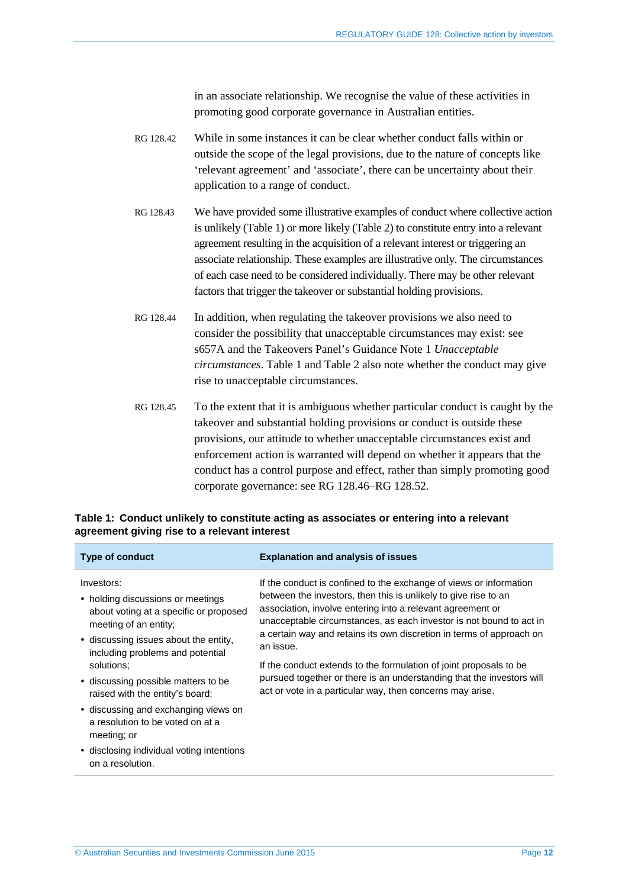in an associate relationship. We recognise the value of these activities in promoting good corporate governance in Australian entities.

RG 128.42 While in some instances it can be clear whether conduct falls within or outside the scope of the legal provisions, due to the nature of concepts like 'relevant agreement' and 'associate', there can be uncertainty about their application to a range of conduct.

RG 128.43 We have provided some illustrative examples of conduct where collective action is unlikely (Table 1) or more likely (Table 2) to constitute entry into a relevant agreement resulting in the acquisition of a relevant interest or triggering an associate relationship. These examples are illustrative only. The circumstances of each case need to be considered individually. There may be other relevant factors that trigger the takeover or substantial holding provisions.

RG 128.44 In addition, when regulating the takeover provisions we also need to consider the possibility that unacceptable circumstances may exist: see s657A and the Takeovers Panel's Guidance Note 1 *Unacceptable circumstances*. Table 1 and Table 2 also note whether the conduct may give rise to unacceptable circumstances.

RG 128.45 To the extent that it is ambiguous whether particular conduct is caught by the takeover and substantial holding provisions or conduct is outside these provisions, our attitude to whether unacceptable circumstances exist and enforcement action is warranted will depend on whether it appears that the conduct has a control purpose and effect, rather than simply promoting good corporate governance: see RG 128.46–RG 128.52.

**Table 1: Conduct unlikely to constitute acting as associates or entering into a relevant agreement giving rise to a relevant interest**

| Type of conduct | Explanation and analysis of issues |
|---|---|
| Investors:<br>• holding discussions or meetings about voting at a specific or proposed meeting of an entity;<br>• discussing issues about the entity, including problems and potential solutions;<br>• discussing possible matters to be raised with the entity's board;<br>• discussing and exchanging views on a resolution to be voted on at a meeting; or<br>• disclosing individual voting intentions on a resolution. | If the conduct is confined to the exchange of views or information between the investors, then this is unlikely to give rise to an association, involve entering into a relevant agreement or unacceptable circumstances, as each investor is not bound to act in a certain way and retains its own discretion in terms of approach on an issue.<br><br>If the conduct extends to the formulation of joint proposals to be pursued together or there is an understanding that the investors will act or vote in a particular way, then concerns may arise. |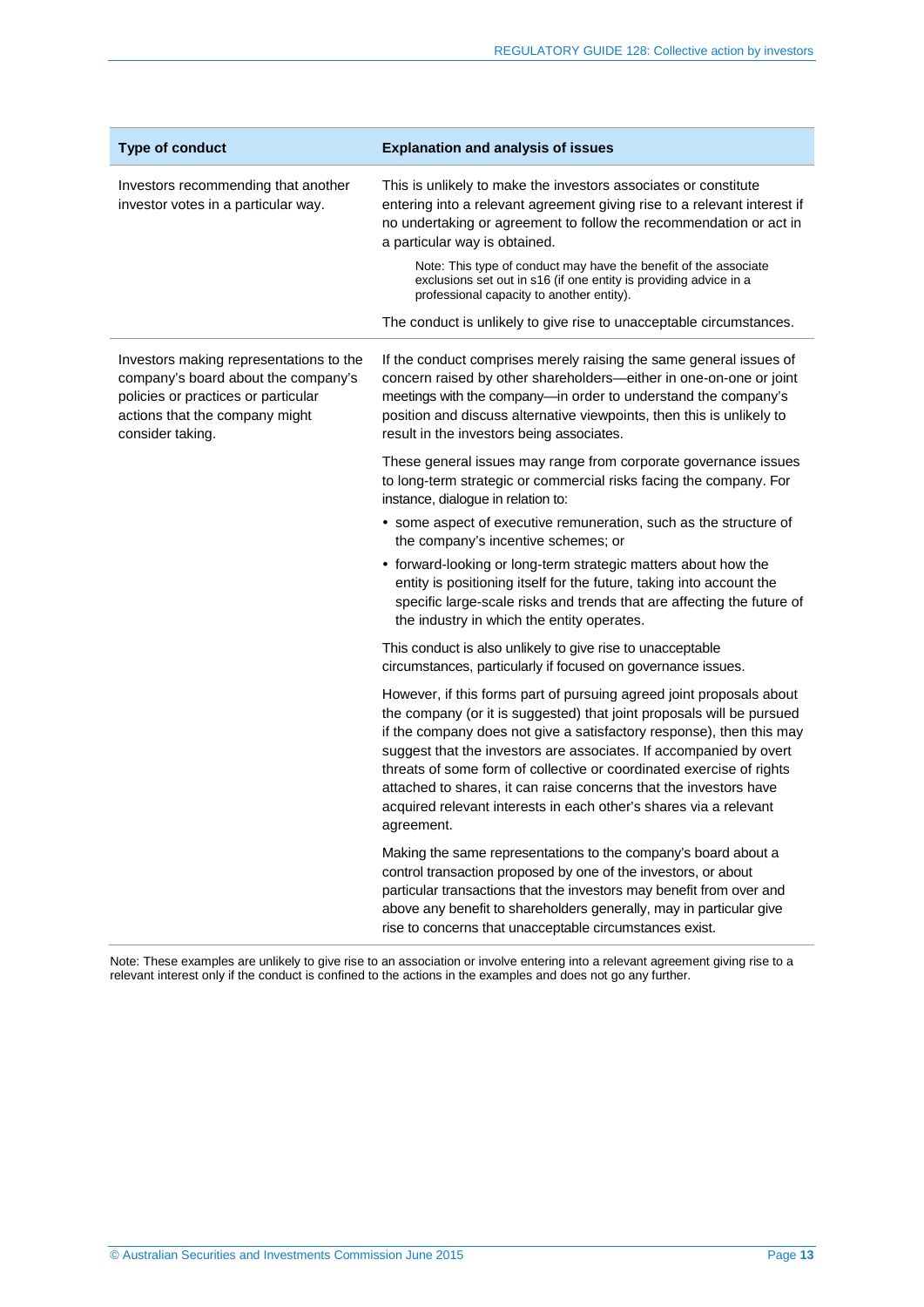| Type of conduct | Explanation and analysis of issues |
|---|---|
| Investors recommending that another investor votes in a particular way. | This is unlikely to make the investors associates or constitute entering into a relevant agreement giving rise to a relevant interest if no undertaking or agreement to follow the recommendation or act in a particular way is obtained.<br><br>Note: This type of conduct may have the benefit of the associate exclusions set out in s16 (if one entity is providing advice in a professional capacity to another entity).<br><br>The conduct is unlikely to give rise to unacceptable circumstances. |
| Investors making representations to the company's board about the company's policies or practices or particular actions that the company might consider taking. | If the conduct comprises merely raising the same general issues of concern raised by other shareholders—either in one-on-one or joint meetings with the company—in order to understand the company's position and discuss alternative viewpoints, then this is unlikely to result in the investors being associates.<br><br>These general issues may range from corporate governance issues to long-term strategic or commercial risks facing the company. For instance, dialogue in relation to:<br><br>• some aspect of executive remuneration, such as the structure of the company's incentive schemes; or<br><br>• forward-looking or long-term strategic matters about how the entity is positioning itself for the future, taking into account the specific large-scale risks and trends that are affecting the future of the industry in which the entity operates.<br><br>This conduct is also unlikely to give rise to unacceptable circumstances, particularly if focused on governance issues.<br><br>However, if this forms part of pursuing agreed joint proposals about the company (or it is suggested) that joint proposals will be pursued if the company does not give a satisfactory response), then this may suggest that the investors are associates. If accompanied by overt threats of some form of collective or coordinated exercise of rights attached to shares, it can raise concerns that the investors have acquired relevant interests in each other's shares via a relevant agreement.<br><br>Making the same representations to the company's board about a control transaction proposed by one of the investors, or about particular transactions that the investors may benefit from over and above any benefit to shareholders generally, may in particular give rise to concerns that unacceptable circumstances exist. |

Note: These examples are unlikely to give rise to an association or involve entering into a relevant agreement giving rise to a relevant interest only if the conduct is confined to the actions in the examples and does not go any further.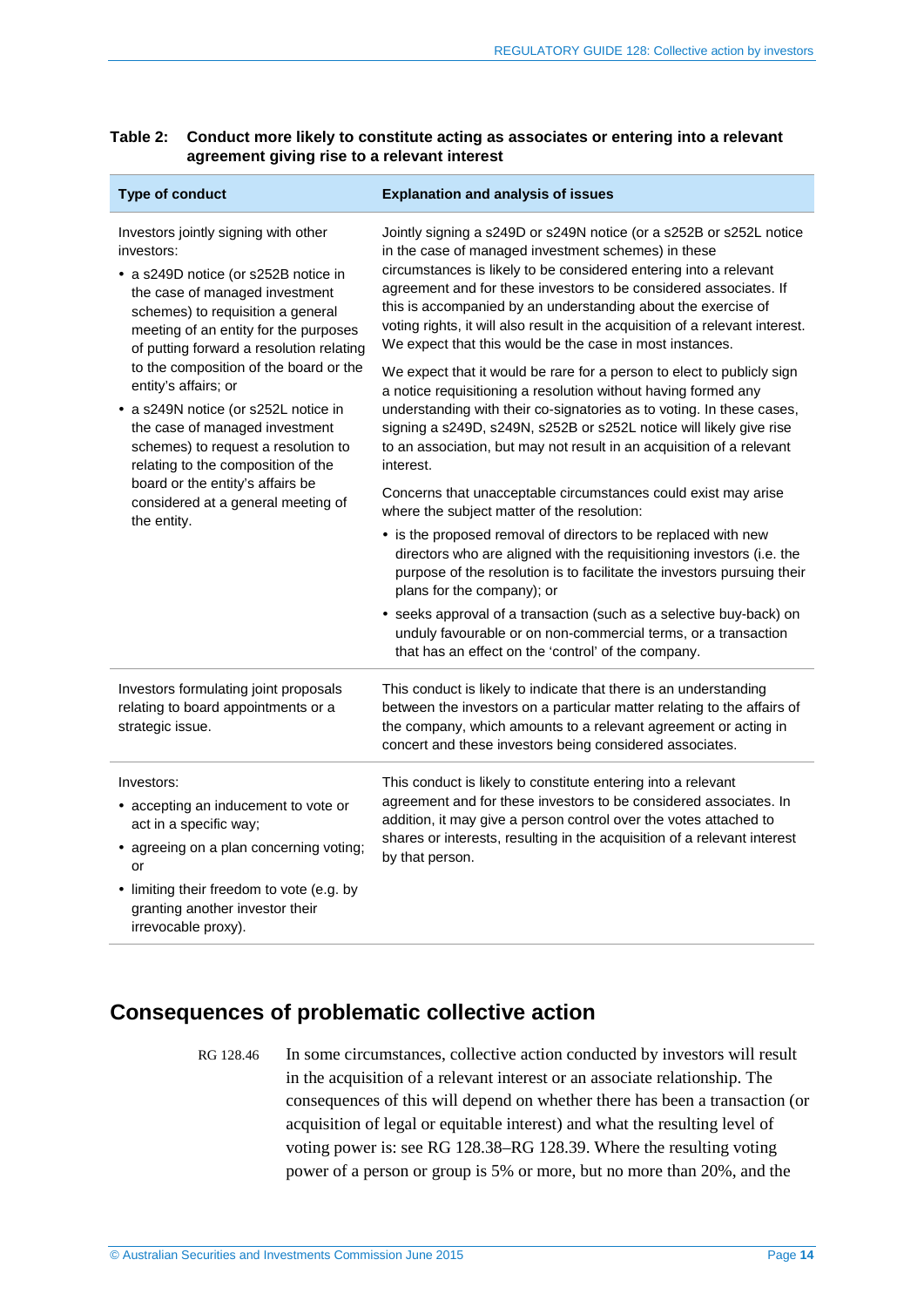**Table 2: Conduct more likely to constitute acting as associates or entering into a relevant agreement giving rise to a relevant interest**

| Type of conduct | Explanation and analysis of issues |
| --- | --- |
| Investors jointly signing with other investors:<br>• a s249D notice (or s252B notice in the case of managed investment schemes) to requisition a general meeting of an entity for the purposes of putting forward a resolution relating to the composition of the board or the entity's affairs; or<br>• a s249N notice (or s252L notice in the case of managed investment schemes) to request a resolution to relating to the composition of the board or the entity's affairs be considered at a general meeting of the entity. | Jointly signing a s249D or s249N notice (or a s252B or s252L notice in the case of managed investment schemes) in these circumstances is likely to be considered entering into a relevant agreement and for these investors to be considered associates. If this is accompanied by an understanding about the exercise of voting rights, it will also result in the acquisition of a relevant interest. We expect that this would be the case in most instances.<br><br>We expect that it would be rare for a person to elect to publicly sign a notice requisitioning a resolution without having formed any understanding with their co-signatories as to voting. In these cases, signing a s249D, s249N, s252B or s252L notice will likely give rise to an association, but may not result in an acquisition of a relevant interest.<br><br>Concerns that unacceptable circumstances could exist may arise where the subject matter of the resolution:<br>• is the proposed removal of directors to be replaced with new directors who are aligned with the requisitioning investors (i.e. the purpose of the resolution is to facilitate the investors pursuing their plans for the company); or<br>• seeks approval of a transaction (such as a selective buy-back) on unduly favourable or on non-commercial terms, or a transaction that has an effect on the 'control' of the company. |
| Investors formulating joint proposals relating to board appointments or a strategic issue. | This conduct is likely to indicate that there is an understanding between the investors on a particular matter relating to the affairs of the company, which amounts to a relevant agreement or acting in concert and these investors being considered associates. |
| Investors:<br>• accepting an inducement to vote or act in a specific way;<br>• agreeing on a plan concerning voting; or<br>• limiting their freedom to vote (e.g. by granting another investor their irrevocable proxy). | This conduct is likely to constitute entering into a relevant agreement and for these investors to be considered associates. In addition, it may give a person control over the votes attached to shares or interests, resulting in the acquisition of a relevant interest by that person. |

## Consequences of problematic collective action

RG 128.46 In some circumstances, collective action conducted by investors will result in the acquisition of a relevant interest or an associate relationship. The consequences of this will depend on whether there has been a transaction (or acquisition of legal or equitable interest) and what the resulting level of voting power is: see RG 128.38–RG 128.39. Where the resulting voting power of a person or group is 5% or more, but no more than 20%, and the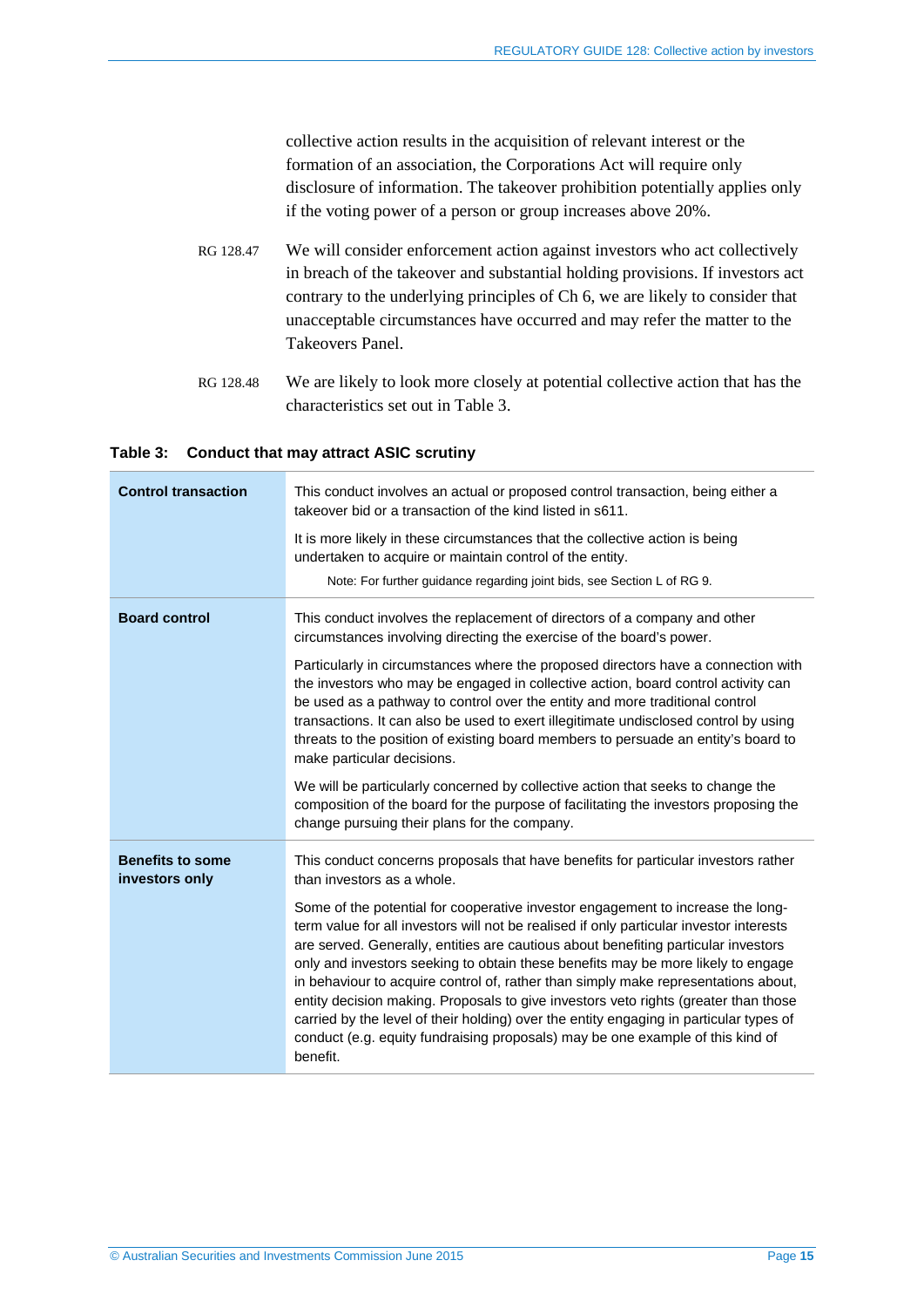collective action results in the acquisition of relevant interest or the formation of an association, the Corporations Act will require only disclosure of information. The takeover prohibition potentially applies only if the voting power of a person or group increases above 20%.

RG 128.47 We will consider enforcement action against investors who act collectively in breach of the takeover and substantial holding provisions. If investors act contrary to the underlying principles of Ch 6, we are likely to consider that unacceptable circumstances have occurred and may refer the matter to the Takeovers Panel.

RG 128.48 We are likely to look more closely at potential collective action that has the characteristics set out in Table 3.

**Table 3: Conduct that may attract ASIC scrutiny**

| | |
|---|---|
| **Control transaction** | This conduct involves an actual or proposed control transaction, being either a takeover bid or a transaction of the kind listed in s611.<br><br>It is more likely in these circumstances that the collective action is being undertaken to acquire or maintain control of the entity.<br><br>Note: For further guidance regarding joint bids, see Section L of RG 9. |
| **Board control** | This conduct involves the replacement of directors of a company and other circumstances involving directing the exercise of the board's power.<br><br>Particularly in circumstances where the proposed directors have a connection with the investors who may be engaged in collective action, board control activity can be used as a pathway to control over the entity and more traditional control transactions. It can also be used to exert illegitimate undisclosed control by using threats to the position of existing board members to persuade an entity's board to make particular decisions.<br><br>We will be particularly concerned by collective action that seeks to change the composition of the board for the purpose of facilitating the investors proposing the change pursuing their plans for the company. |
| **Benefits to some investors only** | This conduct concerns proposals that have benefits for particular investors rather than investors as a whole.<br><br>Some of the potential for cooperative investor engagement to increase the long-term value for all investors will not be realised if only particular investor interests are served. Generally, entities are cautious about benefiting particular investors only and investors seeking to obtain these benefits may be more likely to engage in behaviour to acquire control of, rather than simply make representations about, entity decision making. Proposals to give investors veto rights (greater than those carried by the level of their holding) over the entity engaging in particular types of conduct (e.g. equity fundraising proposals) may be one example of this kind of benefit. |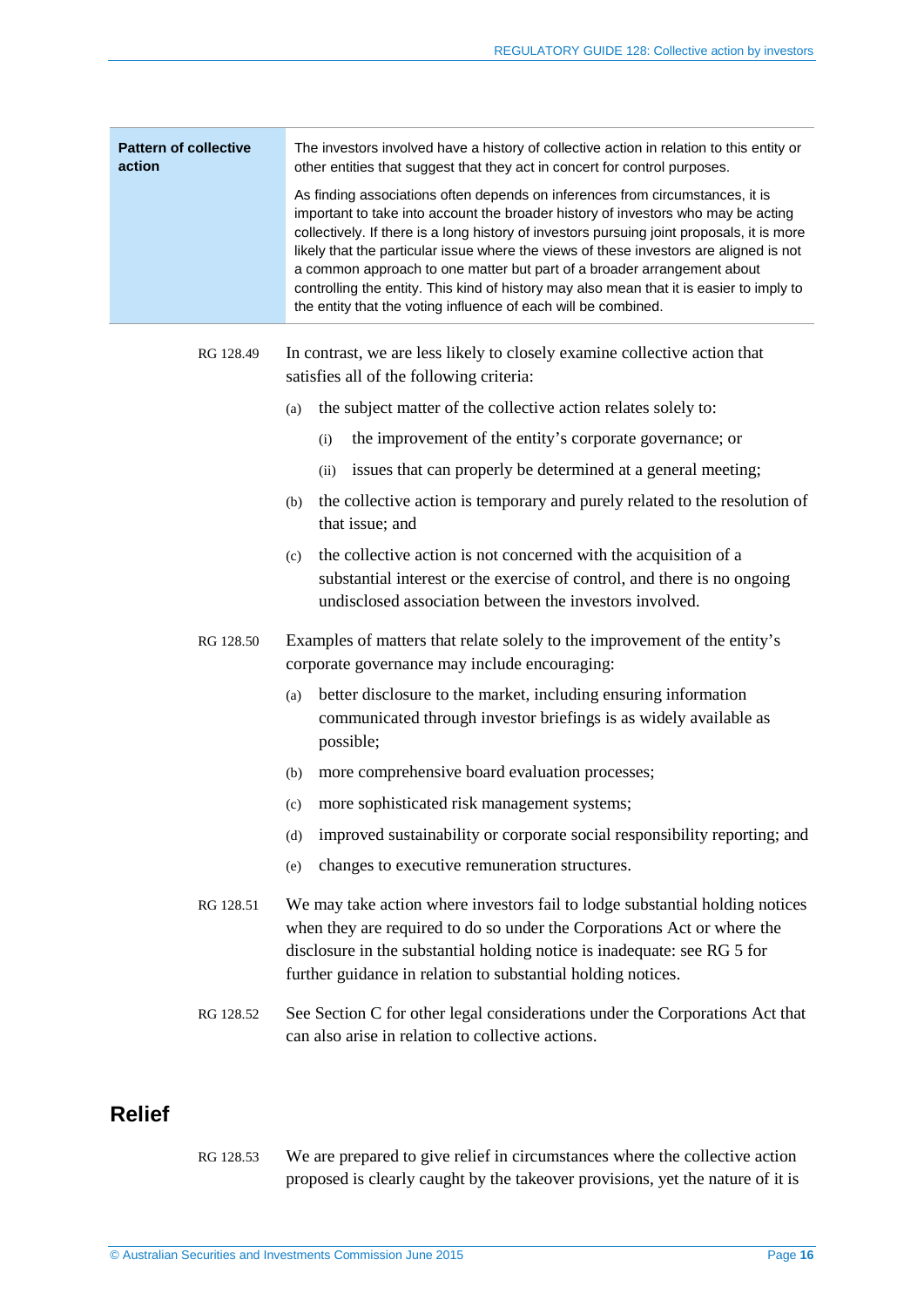| Pattern of collective action | The investors involved have a history of collective action in relation to this entity or other entities that suggest that they act in concert for control purposes.<br><br>As finding associations often depends on inferences from circumstances, it is important to take into account the broader history of investors who may be acting collectively. If there is a long history of investors pursuing joint proposals, it is more likely that the particular issue where the views of these investors are aligned is not a common approach to one matter but part of a broader arrangement about controlling the entity. This kind of history may also mean that it is easier to imply to the entity that the voting influence of each will be combined. |
|---|---|

RG 128.49 In contrast, we are less likely to closely examine collective action that satisfies all of the following criteria:

(a) the subject matter of the collective action relates solely to:

(i) the improvement of the entity's corporate governance; or

(ii) issues that can properly be determined at a general meeting;

(b) the collective action is temporary and purely related to the resolution of that issue; and

(c) the collective action is not concerned with the acquisition of a substantial interest or the exercise of control, and there is no ongoing undisclosed association between the investors involved.

RG 128.50 Examples of matters that relate solely to the improvement of the entity's corporate governance may include encouraging:

(a) better disclosure to the market, including ensuring information communicated through investor briefings is as widely available as possible;

(b) more comprehensive board evaluation processes;

(c) more sophisticated risk management systems;

(d) improved sustainability or corporate social responsibility reporting; and

(e) changes to executive remuneration structures.

RG 128.51 We may take action where investors fail to lodge substantial holding notices when they are required to do so under the Corporations Act or where the disclosure in the substantial holding notice is inadequate: see RG 5 for further guidance in relation to substantial holding notices.

RG 128.52 See Section C for other legal considerations under the Corporations Act that can also arise in relation to collective actions.

## Relief

RG 128.53 We are prepared to give relief in circumstances where the collective action proposed is clearly caught by the takeover provisions, yet the nature of it is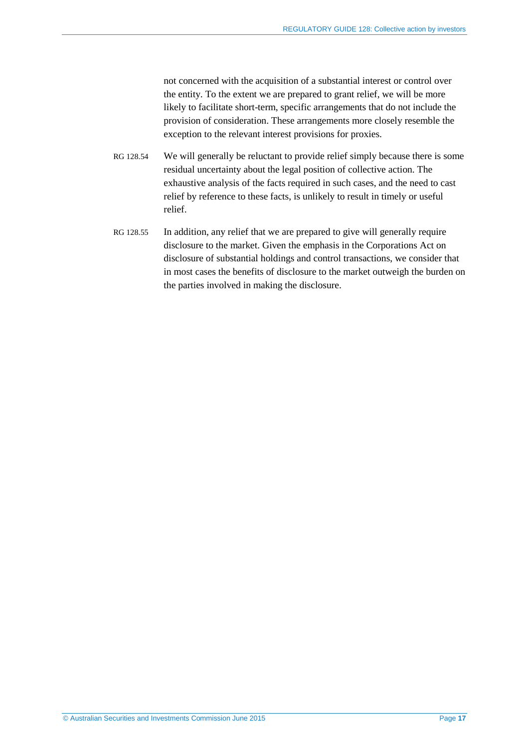not concerned with the acquisition of a substantial interest or control over the entity. To the extent we are prepared to grant relief, we will be more likely to facilitate short-term, specific arrangements that do not include the provision of consideration. These arrangements more closely resemble the exception to the relevant interest provisions for proxies.

RG 128.54 We will generally be reluctant to provide relief simply because there is some residual uncertainty about the legal position of collective action. The exhaustive analysis of the facts required in such cases, and the need to cast relief by reference to these facts, is unlikely to result in timely or useful relief.

RG 128.55 In addition, any relief that we are prepared to give will generally require disclosure to the market. Given the emphasis in the Corporations Act on disclosure of substantial holdings and control transactions, we consider that in most cases the benefits of disclosure to the market outweigh the burden on the parties involved in making the disclosure.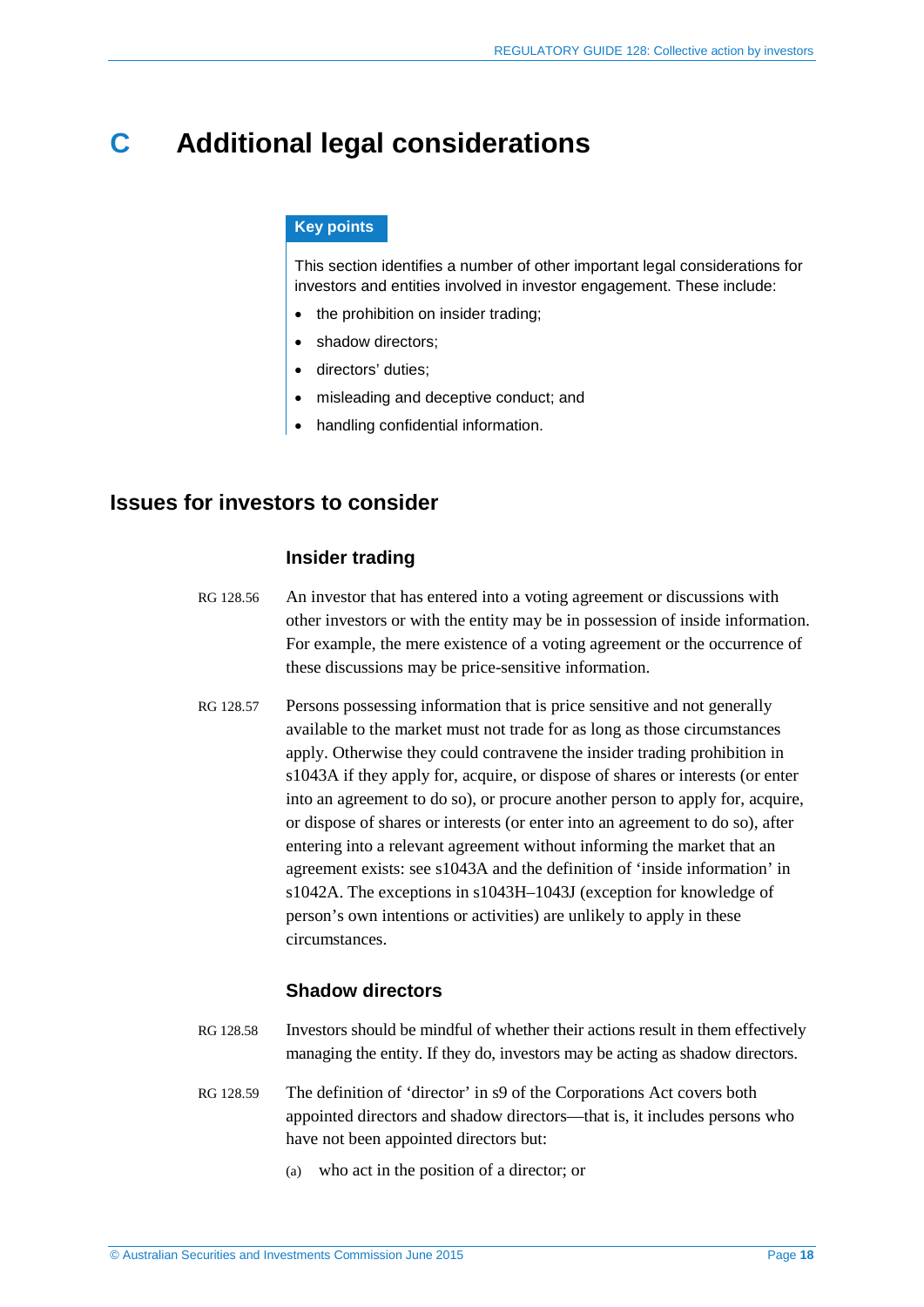# C Additional legal considerations

> **Key points**
>
> This section identifies a number of other important legal considerations for investors and entities involved in investor engagement. These include:
>
> - the prohibition on insider trading;
> - shadow directors;
> - directors' duties;
> - misleading and deceptive conduct; and
> - handling confidential information.

## Issues for investors to consider

### Insider trading

RG 128.56 An investor that has entered into a voting agreement or discussions with other investors or with the entity may be in possession of inside information. For example, the mere existence of a voting agreement or the occurrence of these discussions may be price-sensitive information.

RG 128.57 Persons possessing information that is price sensitive and not generally available to the market must not trade for as long as those circumstances apply. Otherwise they could contravene the insider trading prohibition in s1043A if they apply for, acquire, or dispose of shares or interests (or enter into an agreement to do so), or procure another person to apply for, acquire, or dispose of shares or interests (or enter into an agreement to do so), after entering into a relevant agreement without informing the market that an agreement exists: see s1043A and the definition of 'inside information' in s1042A. The exceptions in s1043H–1043J (exception for knowledge of person's own intentions or activities) are unlikely to apply in these circumstances.

### Shadow directors

RG 128.58 Investors should be mindful of whether their actions result in them effectively managing the entity. If they do, investors may be acting as shadow directors.

RG 128.59 The definition of 'director' in s9 of the Corporations Act covers both appointed directors and shadow directors—that is, it includes persons who have not been appointed directors but:

(a) who act in the position of a director; or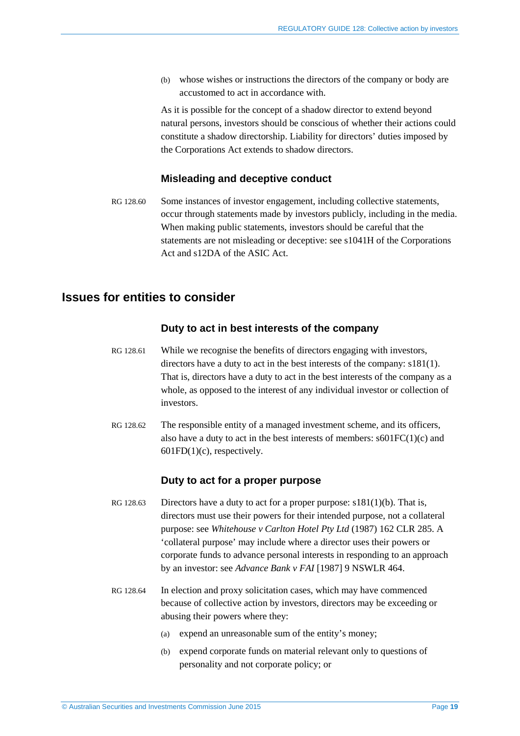(b) whose wishes or instructions the directors of the company or body are accustomed to act in accordance with.

As it is possible for the concept of a shadow director to extend beyond natural persons, investors should be conscious of whether their actions could constitute a shadow directorship. Liability for directors' duties imposed by the Corporations Act extends to shadow directors.

### Misleading and deceptive conduct

RG 128.60 Some instances of investor engagement, including collective statements, occur through statements made by investors publicly, including in the media. When making public statements, investors should be careful that the statements are not misleading or deceptive: see s1041H of the Corporations Act and s12DA of the ASIC Act.

## Issues for entities to consider

### Duty to act in best interests of the company

RG 128.61 While we recognise the benefits of directors engaging with investors, directors have a duty to act in the best interests of the company: s181(1). That is, directors have a duty to act in the best interests of the company as a whole, as opposed to the interest of any individual investor or collection of investors.

RG 128.62 The responsible entity of a managed investment scheme, and its officers, also have a duty to act in the best interests of members: s601FC(1)(c) and 601FD(1)(c), respectively.

### Duty to act for a proper purpose

RG 128.63 Directors have a duty to act for a proper purpose: s181(1)(b). That is, directors must use their powers for their intended purpose, not a collateral purpose: see *Whitehouse v Carlton Hotel Pty Ltd* (1987) 162 CLR 285. A 'collateral purpose' may include where a director uses their powers or corporate funds to advance personal interests in responding to an approach by an investor: see *Advance Bank v FAI* [1987] 9 NSWLR 464.

RG 128.64 In election and proxy solicitation cases, which may have commenced because of collective action by investors, directors may be exceeding or abusing their powers where they:

(a) expend an unreasonable sum of the entity's money;

(b) expend corporate funds on material relevant only to questions of personality and not corporate policy; or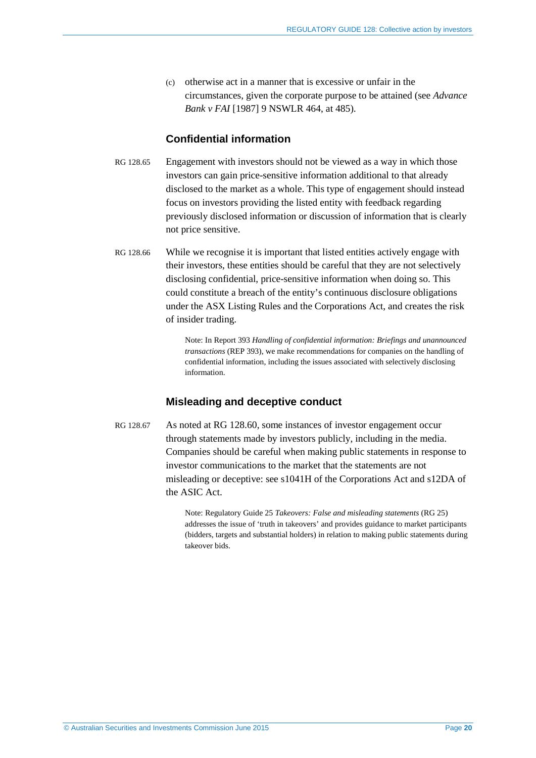(c) otherwise act in a manner that is excessive or unfair in the circumstances, given the corporate purpose to be attained (see *Advance Bank v FAI* [1987] 9 NSWLR 464, at 485).

### Confidential information

RG 128.65 Engagement with investors should not be viewed as a way in which those investors can gain price-sensitive information additional to that already disclosed to the market as a whole. This type of engagement should instead focus on investors providing the listed entity with feedback regarding previously disclosed information or discussion of information that is clearly not price sensitive.

RG 128.66 While we recognise it is important that listed entities actively engage with their investors, these entities should be careful that they are not selectively disclosing confidential, price-sensitive information when doing so. This could constitute a breach of the entity's continuous disclosure obligations under the ASX Listing Rules and the Corporations Act, and creates the risk of insider trading.

> Note: In Report 393 *Handling of confidential information: Briefings and unannounced transactions* (REP 393), we make recommendations for companies on the handling of confidential information, including the issues associated with selectively disclosing information.

### Misleading and deceptive conduct

RG 128.67 As noted at RG 128.60, some instances of investor engagement occur through statements made by investors publicly, including in the media. Companies should be careful when making public statements in response to investor communications to the market that the statements are not misleading or deceptive: see s1041H of the Corporations Act and s12DA of the ASIC Act.

> Note: Regulatory Guide 25 *Takeovers: False and misleading statements* (RG 25) addresses the issue of 'truth in takeovers' and provides guidance to market participants (bidders, targets and substantial holders) in relation to making public statements during takeover bids.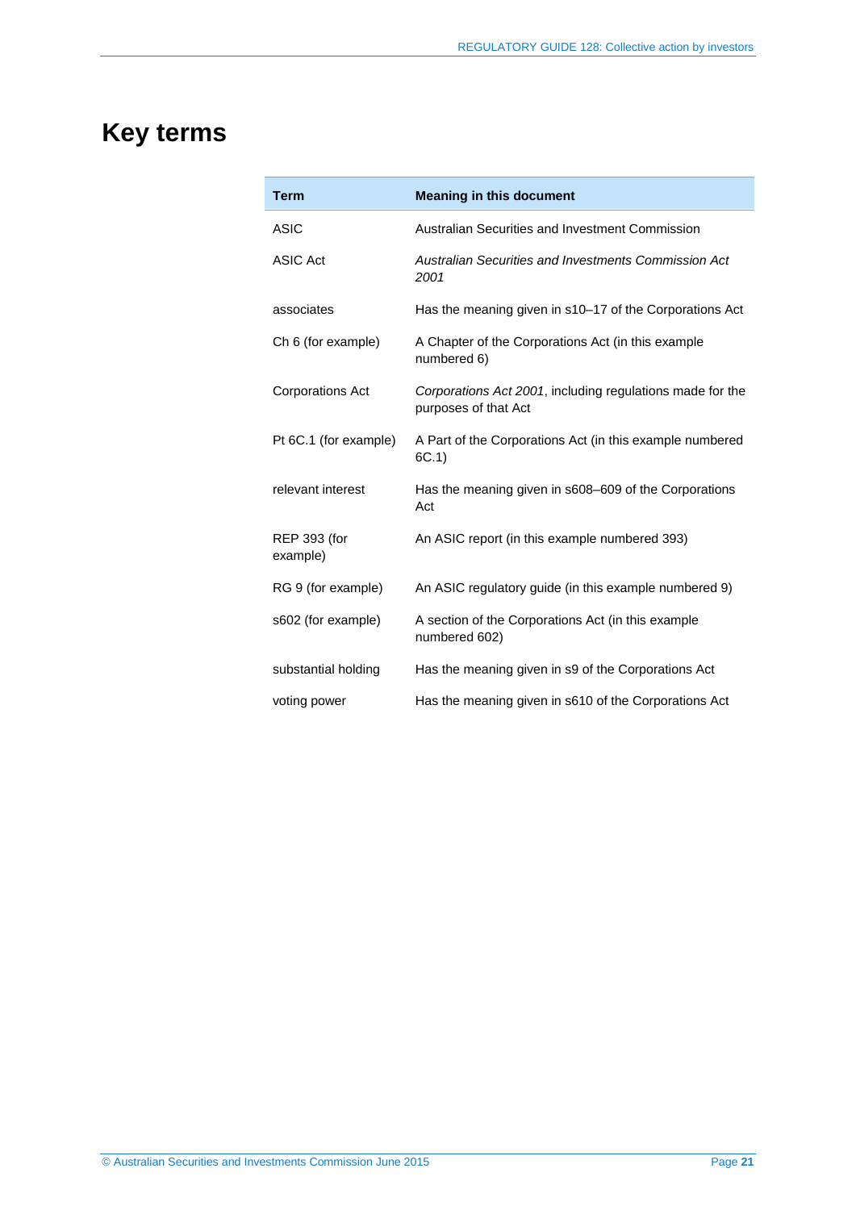# Key terms

| Term | Meaning in this document |
| --- | --- |
| ASIC | Australian Securities and Investment Commission |
| ASIC Act | *Australian Securities and Investments Commission Act 2001* |
| associates | Has the meaning given in s10–17 of the Corporations Act |
| Ch 6 (for example) | A Chapter of the Corporations Act (in this example numbered 6) |
| Corporations Act | *Corporations Act 2001*, including regulations made for the purposes of that Act |
| Pt 6C.1 (for example) | A Part of the Corporations Act (in this example numbered 6C.1) |
| relevant interest | Has the meaning given in s608–609 of the Corporations Act |
| REP 393 (for example) | An ASIC report (in this example numbered 393) |
| RG 9 (for example) | An ASIC regulatory guide (in this example numbered 9) |
| s602 (for example) | A section of the Corporations Act (in this example numbered 602) |
| substantial holding | Has the meaning given in s9 of the Corporations Act |
| voting power | Has the meaning given in s610 of the Corporations Act |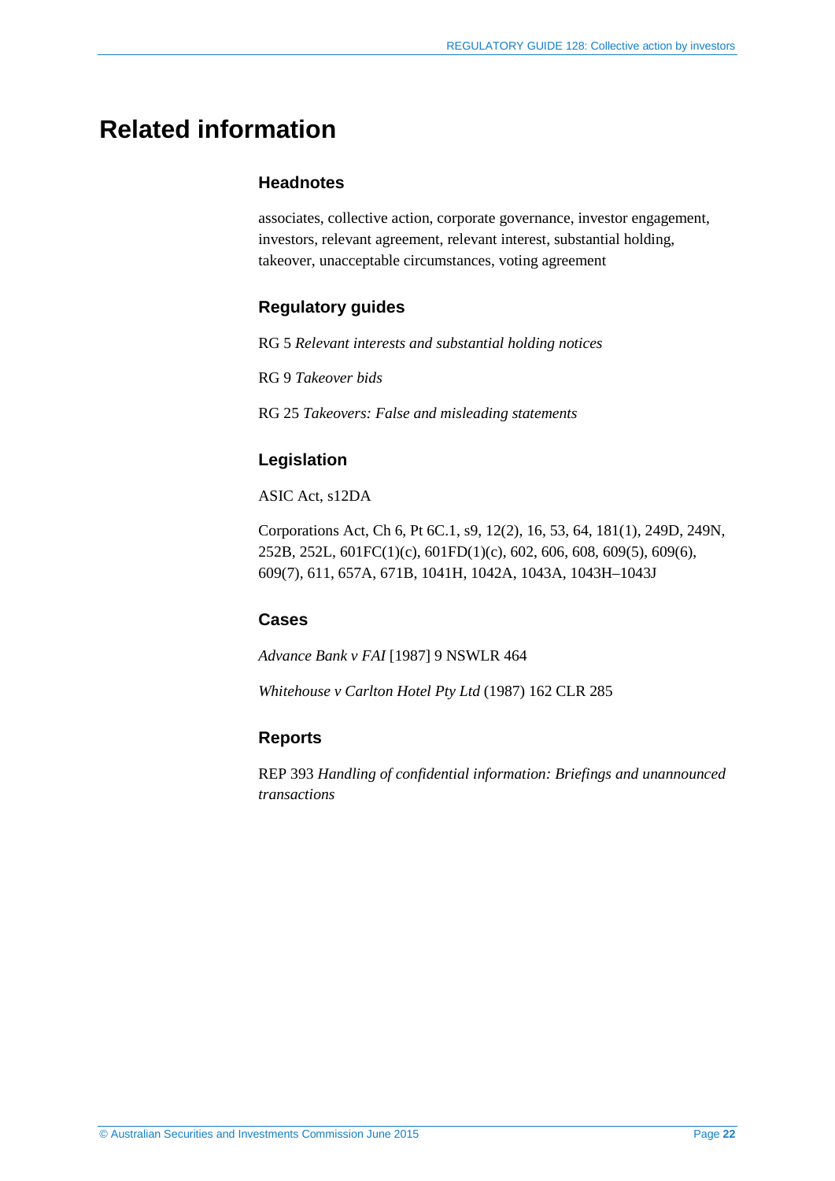# Related information

## Headnotes

associates, collective action, corporate governance, investor engagement, investors, relevant agreement, relevant interest, substantial holding, takeover, unacceptable circumstances, voting agreement

## Regulatory guides

RG 5 *Relevant interests and substantial holding notices*

RG 9 *Takeover bids*

RG 25 *Takeovers: False and misleading statements*

## Legislation

ASIC Act, s12DA

Corporations Act, Ch 6, Pt 6C.1, s9, 12(2), 16, 53, 64, 181(1), 249D, 249N, 252B, 252L, 601FC(1)(c), 601FD(1)(c), 602, 606, 608, 609(5), 609(6), 609(7), 611, 657A, 671B, 1041H, 1042A, 1043A, 1043H–1043J

## Cases

*Advance Bank v FAI* [1987] 9 NSWLR 464

*Whitehouse v Carlton Hotel Pty Ltd* (1987) 162 CLR 285

## Reports

REP 393 *Handling of confidential information: Briefings and unannounced transactions*